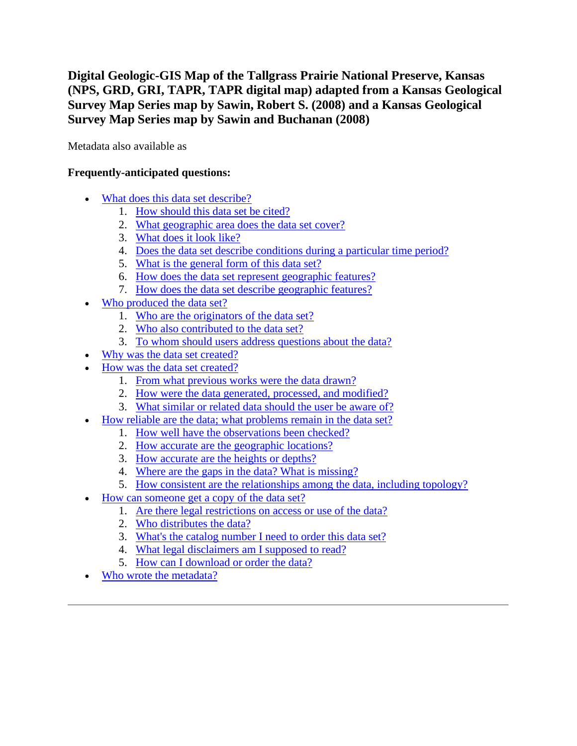# Digital Geologic-GIS Map of the Tallgrass Prairie National Preserve, Kansas (NPS, GRD, GRI, TAPR, TAPR digital map) adapted from a Kansas Geological Survey Map Series map by Sawin, Robert S. (2008) and a Kansas Geological Survey Map Series map by Sawin and Buchanan (2008)

Metadata also available as

**Frequently-anticipated questions:**

- What does this data set describe?
  1. How should this data set be cited?
  2. What geographic area does the data set cover?
  3. What does it look like?
  4. Does the data set describe conditions during a particular time period?
  5. What is the general form of this data set?
  6. How does the data set represent geographic features?
  7. How does the data set describe geographic features?
- Who produced the data set?
  1. Who are the originators of the data set?
  2. Who also contributed to the data set?
  3. To whom should users address questions about the data?
- Why was the data set created?
- How was the data set created?
  1. From what previous works were the data drawn?
  2. How were the data generated, processed, and modified?
  3. What similar or related data should the user be aware of?
- How reliable are the data; what problems remain in the data set?
  1. How well have the observations been checked?
  2. How accurate are the geographic locations?
  3. How accurate are the heights or depths?
  4. Where are the gaps in the data? What is missing?
  5. How consistent are the relationships among the data, including topology?
- How can someone get a copy of the data set?
  1. Are there legal restrictions on access or use of the data?
  2. Who distributes the data?
  3. What's the catalog number I need to order this data set?
  4. What legal disclaimers am I supposed to read?
  5. How can I download or order the data?
- Who wrote the metadata?

---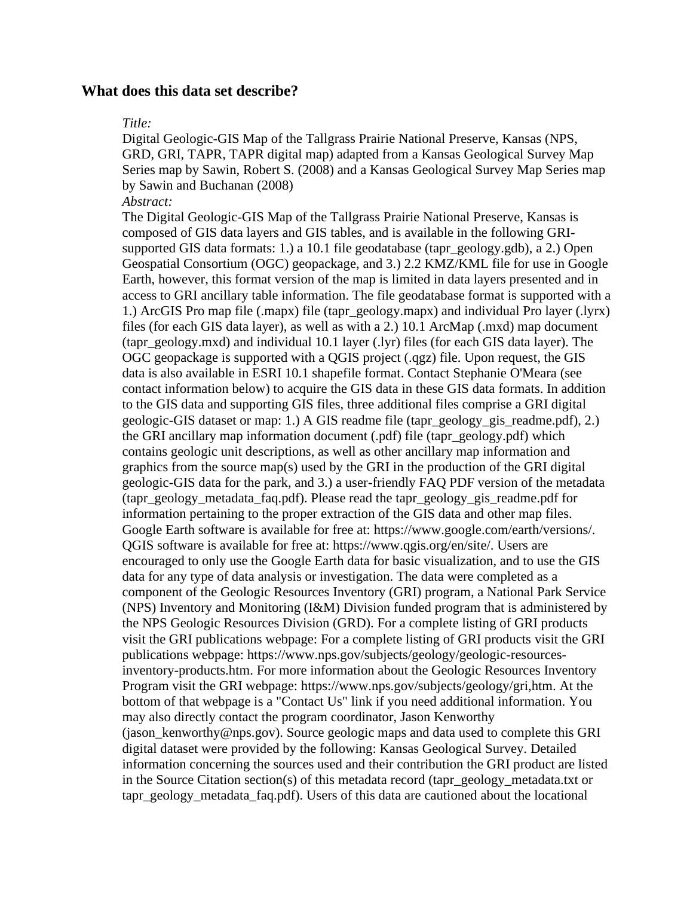## What does this data set describe?

*Title:*
Digital Geologic-GIS Map of the Tallgrass Prairie National Preserve, Kansas (NPS, GRD, GRI, TAPR, TAPR digital map) adapted from a Kansas Geological Survey Map Series map by Sawin, Robert S. (2008) and a Kansas Geological Survey Map Series map by Sawin and Buchanan (2008)
*Abstract:*
The Digital Geologic-GIS Map of the Tallgrass Prairie National Preserve, Kansas is composed of GIS data layers and GIS tables, and is available in the following GRI-supported GIS data formats: 1.) a 10.1 file geodatabase (tapr_geology.gdb), a 2.) Open Geospatial Consortium (OGC) geopackage, and 3.) 2.2 KMZ/KML file for use in Google Earth, however, this format version of the map is limited in data layers presented and in access to GRI ancillary table information. The file geodatabase format is supported with a 1.) ArcGIS Pro map file (.mapx) file (tapr_geology.mapx) and individual Pro layer (.lyrx) files (for each GIS data layer), as well as with a 2.) 10.1 ArcMap (.mxd) map document (tapr_geology.mxd) and individual 10.1 layer (.lyr) files (for each GIS data layer). The OGC geopackage is supported with a QGIS project (.qgz) file. Upon request, the GIS data is also available in ESRI 10.1 shapefile format. Contact Stephanie O'Meara (see contact information below) to acquire the GIS data in these GIS data formats. In addition to the GIS data and supporting GIS files, three additional files comprise a GRI digital geologic-GIS dataset or map: 1.) A GIS readme file (tapr_geology_gis_readme.pdf), 2.) the GRI ancillary map information document (.pdf) file (tapr_geology.pdf) which contains geologic unit descriptions, as well as other ancillary map information and graphics from the source map(s) used by the GRI in the production of the GRI digital geologic-GIS data for the park, and 3.) a user-friendly FAQ PDF version of the metadata (tapr_geology_metadata_faq.pdf). Please read the tapr_geology_gis_readme.pdf for information pertaining to the proper extraction of the GIS data and other map files. Google Earth software is available for free at: https://www.google.com/earth/versions/. QGIS software is available for free at: https://www.qgis.org/en/site/. Users are encouraged to only use the Google Earth data for basic visualization, and to use the GIS data for any type of data analysis or investigation. The data were completed as a component of the Geologic Resources Inventory (GRI) program, a National Park Service (NPS) Inventory and Monitoring (I&M) Division funded program that is administered by the NPS Geologic Resources Division (GRD). For a complete listing of GRI products visit the GRI publications webpage: For a complete listing of GRI products visit the GRI publications webpage: https://www.nps.gov/subjects/geology/geologic-resources-inventory-products.htm. For more information about the Geologic Resources Inventory Program visit the GRI webpage: https://www.nps.gov/subjects/geology/gri,htm. At the bottom of that webpage is a "Contact Us" link if you need additional information. You may also directly contact the program coordinator, Jason Kenworthy (jason_kenworthy@nps.gov). Source geologic maps and data used to complete this GRI digital dataset were provided by the following: Kansas Geological Survey. Detailed information concerning the sources used and their contribution the GRI product are listed in the Source Citation section(s) of this metadata record (tapr_geology_metadata.txt or tapr_geology_metadata_faq.pdf). Users of this data are cautioned about the locational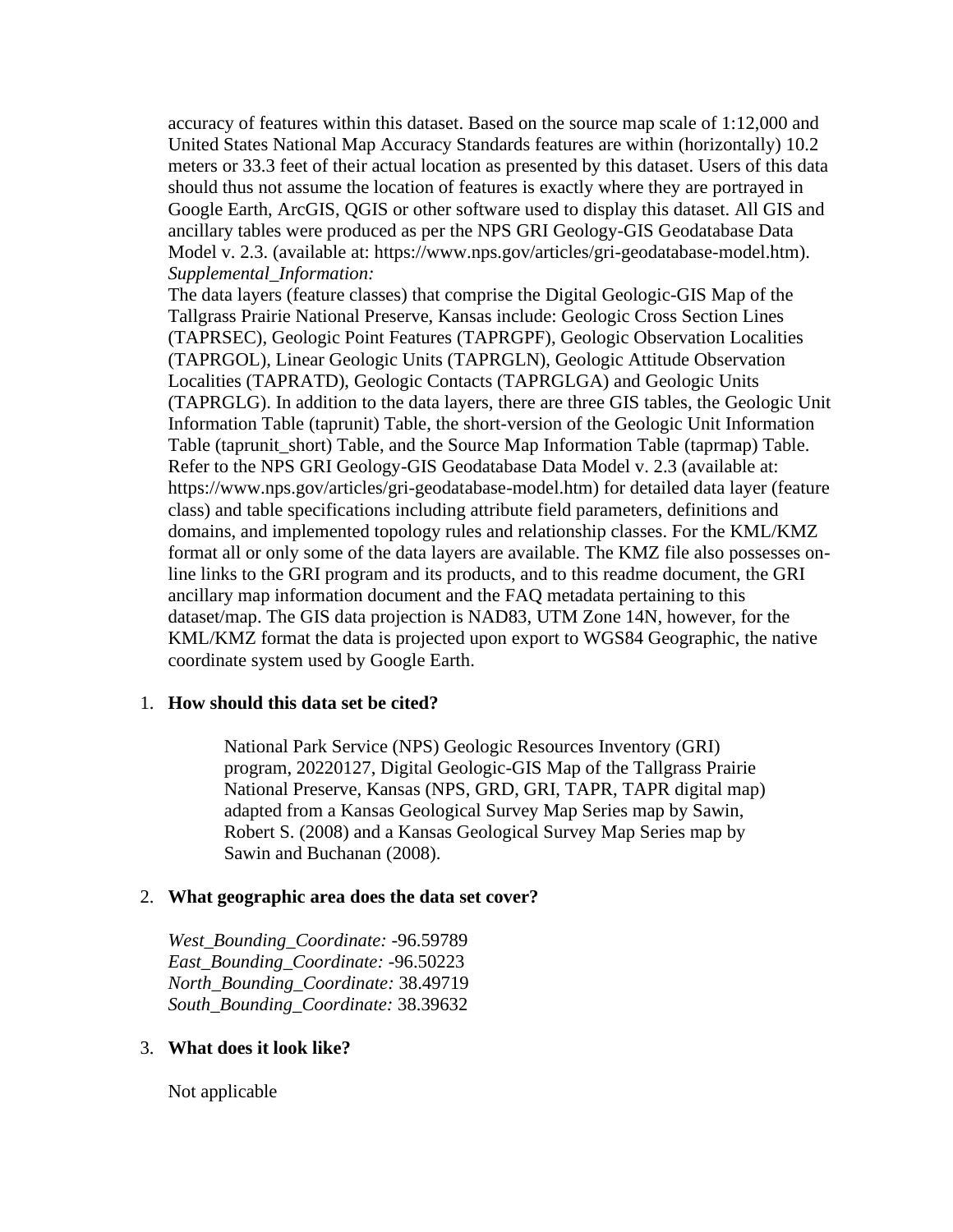accuracy of features within this dataset. Based on the source map scale of 1:12,000 and United States National Map Accuracy Standards features are within (horizontally) 10.2 meters or 33.3 feet of their actual location as presented by this dataset. Users of this data should thus not assume the location of features is exactly where they are portrayed in Google Earth, ArcGIS, QGIS or other software used to display this dataset. All GIS and ancillary tables were produced as per the NPS GRI Geology-GIS Geodatabase Data Model v. 2.3. (available at: https://www.nps.gov/articles/gri-geodatabase-model.htm).

*Supplemental_Information:*

The data layers (feature classes) that comprise the Digital Geologic-GIS Map of the Tallgrass Prairie National Preserve, Kansas include: Geologic Cross Section Lines (TAPRSEC), Geologic Point Features (TAPRGPF), Geologic Observation Localities (TAPRGOL), Linear Geologic Units (TAPRGLN), Geologic Attitude Observation Localities (TAPRATD), Geologic Contacts (TAPRGLGA) and Geologic Units (TAPRGLG). In addition to the data layers, there are three GIS tables, the Geologic Unit Information Table (taprunit) Table, the short-version of the Geologic Unit Information Table (taprunit_short) Table, and the Source Map Information Table (taprmap) Table. Refer to the NPS GRI Geology-GIS Geodatabase Data Model v. 2.3 (available at: https://www.nps.gov/articles/gri-geodatabase-model.htm) for detailed data layer (feature class) and table specifications including attribute field parameters, definitions and domains, and implemented topology rules and relationship classes. For the KML/KMZ format all or only some of the data layers are available. The KMZ file also possesses on-line links to the GRI program and its products, and to this readme document, the GRI ancillary map information document and the FAQ metadata pertaining to this dataset/map. The GIS data projection is NAD83, UTM Zone 14N, however, for the KML/KMZ format the data is projected upon export to WGS84 Geographic, the native coordinate system used by Google Earth.

1. **How should this data set be cited?**

   > National Park Service (NPS) Geologic Resources Inventory (GRI) program, 20220127, Digital Geologic-GIS Map of the Tallgrass Prairie National Preserve, Kansas (NPS, GRD, GRI, TAPR, TAPR digital map) adapted from a Kansas Geological Survey Map Series map by Sawin, Robert S. (2008) and a Kansas Geological Survey Map Series map by Sawin and Buchanan (2008).

2. **What geographic area does the data set cover?**

   *West_Bounding_Coordinate:* -96.59789
   *East_Bounding_Coordinate:* -96.50223
   *North_Bounding_Coordinate:* 38.49719
   *South_Bounding_Coordinate:* 38.39632

3. **What does it look like?**

   Not applicable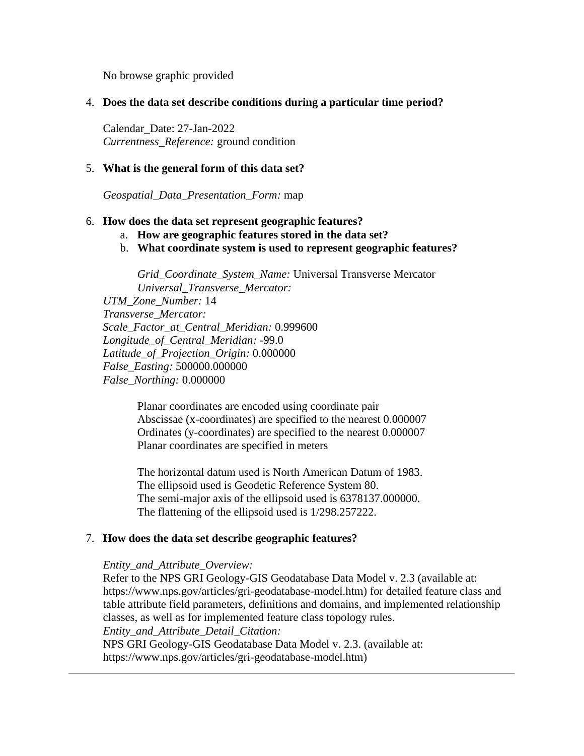No browse graphic provided

4. **Does the data set describe conditions during a particular time period?**

   Calendar_Date: 27-Jan-2022
   *Currentness_Reference:* ground condition

5. **What is the general form of this data set?**

   *Geospatial_Data_Presentation_Form:* map

6. **How does the data set represent geographic features?**
   a. **How are geographic features stored in the data set?**
   b. **What coordinate system is used to represent geographic features?**

      *Grid_Coordinate_System_Name:* Universal Transverse Mercator
      *Universal_Transverse_Mercator:*
   *UTM_Zone_Number:* 14
   *Transverse_Mercator:*
   *Scale_Factor_at_Central_Meridian:* 0.999600
   *Longitude_of_Central_Meridian:* -99.0
   *Latitude_of_Projection_Origin:* 0.000000
   *False_Easting:* 500000.000000
   *False_Northing:* 0.000000

      Planar coordinates are encoded using coordinate pair
      Abscissae (x-coordinates) are specified to the nearest 0.000007
      Ordinates (y-coordinates) are specified to the nearest 0.000007
      Planar coordinates are specified in meters

      The horizontal datum used is North American Datum of 1983.
      The ellipsoid used is Geodetic Reference System 80.
      The semi-major axis of the ellipsoid used is 6378137.000000.
      The flattening of the ellipsoid used is 1/298.257222.

7. **How does the data set describe geographic features?**

   *Entity_and_Attribute_Overview:*
   Refer to the NPS GRI Geology-GIS Geodatabase Data Model v. 2.3 (available at: https://www.nps.gov/articles/gri-geodatabase-model.htm) for detailed feature class and table attribute field parameters, definitions and domains, and implemented relationship classes, as well as for implemented feature class topology rules.
   *Entity_and_Attribute_Detail_Citation:*
   NPS GRI Geology-GIS Geodatabase Data Model v. 2.3. (available at: https://www.nps.gov/articles/gri-geodatabase-model.htm)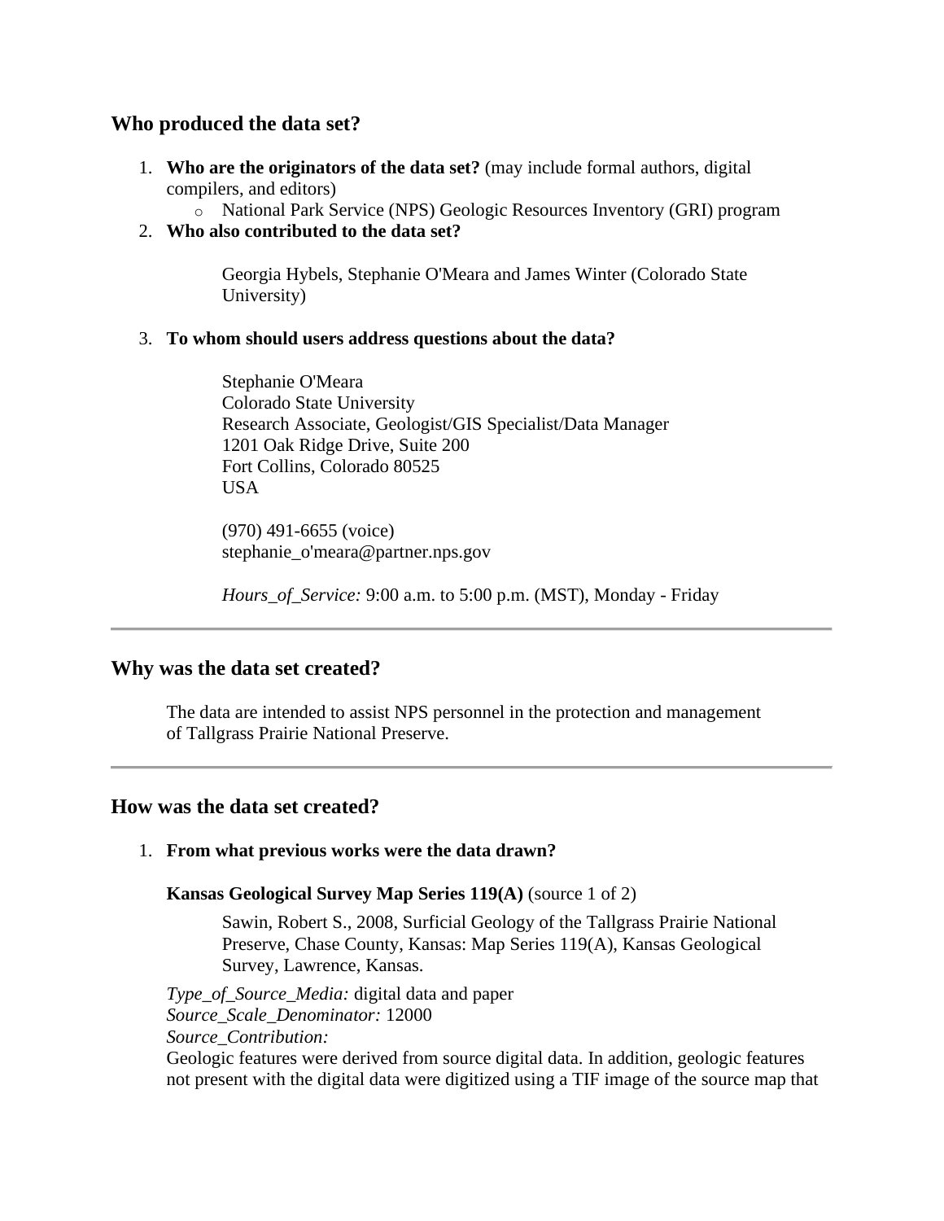## Who produced the data set?

1. **Who are the originators of the data set?** (may include formal authors, digital compilers, and editors)
   - National Park Service (NPS) Geologic Resources Inventory (GRI) program
2. **Who also contributed to the data set?**

   Georgia Hybels, Stephanie O'Meara and James Winter (Colorado State University)

3. **To whom should users address questions about the data?**

   Stephanie O'Meara
   Colorado State University
   Research Associate, Geologist/GIS Specialist/Data Manager
   1201 Oak Ridge Drive, Suite 200
   Fort Collins, Colorado 80525
   USA

   (970) 491-6655 (voice)
   stephanie_o'meara@partner.nps.gov

   *Hours_of_Service:* 9:00 a.m. to 5:00 p.m. (MST), Monday - Friday

---

## Why was the data set created?

The data are intended to assist NPS personnel in the protection and management of Tallgrass Prairie National Preserve.

---

## How was the data set created?

1. **From what previous works were the data drawn?**

   **Kansas Geological Survey Map Series 119(A)** (source 1 of 2)

   Sawin, Robert S., 2008, Surficial Geology of the Tallgrass Prairie National Preserve, Chase County, Kansas: Map Series 119(A), Kansas Geological Survey, Lawrence, Kansas.

   *Type_of_Source_Media:* digital data and paper
   *Source_Scale_Denominator:* 12000
   *Source_Contribution:*
   Geologic features were derived from source digital data. In addition, geologic features not present with the digital data were digitized using a TIF image of the source map that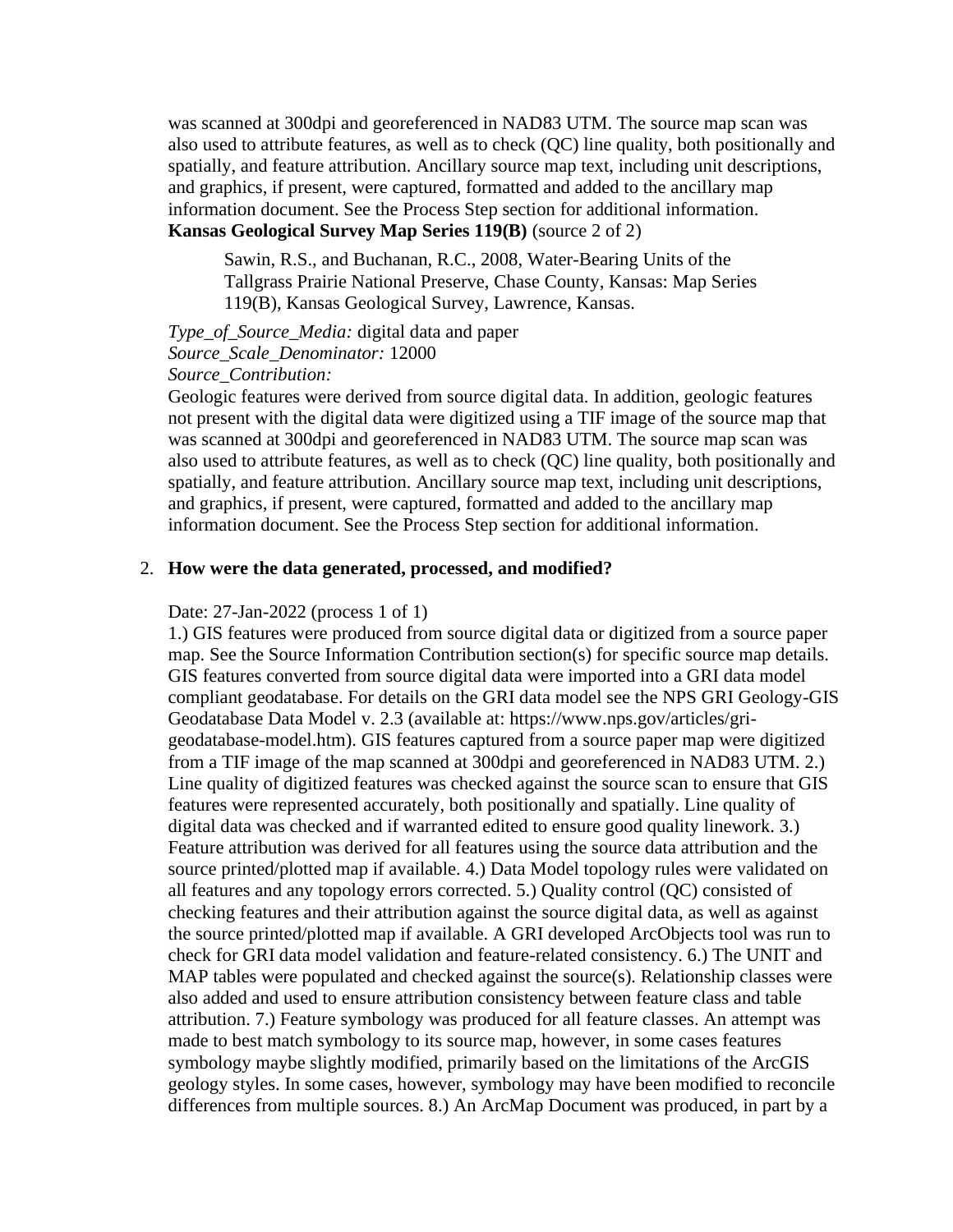was scanned at 300dpi and georeferenced in NAD83 UTM. The source map scan was also used to attribute features, as well as to check (QC) line quality, both positionally and spatially, and feature attribution. Ancillary source map text, including unit descriptions, and graphics, if present, were captured, formatted and added to the ancillary map information document. See the Process Step section for additional information.

**Kansas Geological Survey Map Series 119(B)** (source 2 of 2)

> Sawin, R.S., and Buchanan, R.C., 2008, Water-Bearing Units of the Tallgrass Prairie National Preserve, Chase County, Kansas: Map Series 119(B), Kansas Geological Survey, Lawrence, Kansas.

*Type_of_Source_Media:* digital data and paper
*Source_Scale_Denominator:* 12000
*Source_Contribution:*
Geologic features were derived from source digital data. In addition, geologic features not present with the digital data were digitized using a TIF image of the source map that was scanned at 300dpi and georeferenced in NAD83 UTM. The source map scan was also used to attribute features, as well as to check (QC) line quality, both positionally and spatially, and feature attribution. Ancillary source map text, including unit descriptions, and graphics, if present, were captured, formatted and added to the ancillary map information document. See the Process Step section for additional information.

2. **How were the data generated, processed, and modified?**

Date: 27-Jan-2022 (process 1 of 1)
1.) GIS features were produced from source digital data or digitized from a source paper map. See the Source Information Contribution section(s) for specific source map details. GIS features converted from source digital data were imported into a GRI data model compliant geodatabase. For details on the GRI data model see the NPS GRI Geology-GIS Geodatabase Data Model v. 2.3 (available at: https://www.nps.gov/articles/gri-geodatabase-model.htm). GIS features captured from a source paper map were digitized from a TIF image of the map scanned at 300dpi and georeferenced in NAD83 UTM. 2.) Line quality of digitized features was checked against the source scan to ensure that GIS features were represented accurately, both positionally and spatially. Line quality of digital data was checked and if warranted edited to ensure good quality linework. 3.) Feature attribution was derived for all features using the source data attribution and the source printed/plotted map if available. 4.) Data Model topology rules were validated on all features and any topology errors corrected. 5.) Quality control (QC) consisted of checking features and their attribution against the source digital data, as well as against the source printed/plotted map if available. A GRI developed ArcObjects tool was run to check for GRI data model validation and feature-related consistency. 6.) The UNIT and MAP tables were populated and checked against the source(s). Relationship classes were also added and used to ensure attribution consistency between feature class and table attribution. 7.) Feature symbology was produced for all feature classes. An attempt was made to best match symbology to its source map, however, in some cases features symbology maybe slightly modified, primarily based on the limitations of the ArcGIS geology styles. In some cases, however, symbology may have been modified to reconcile differences from multiple sources. 8.) An ArcMap Document was produced, in part by a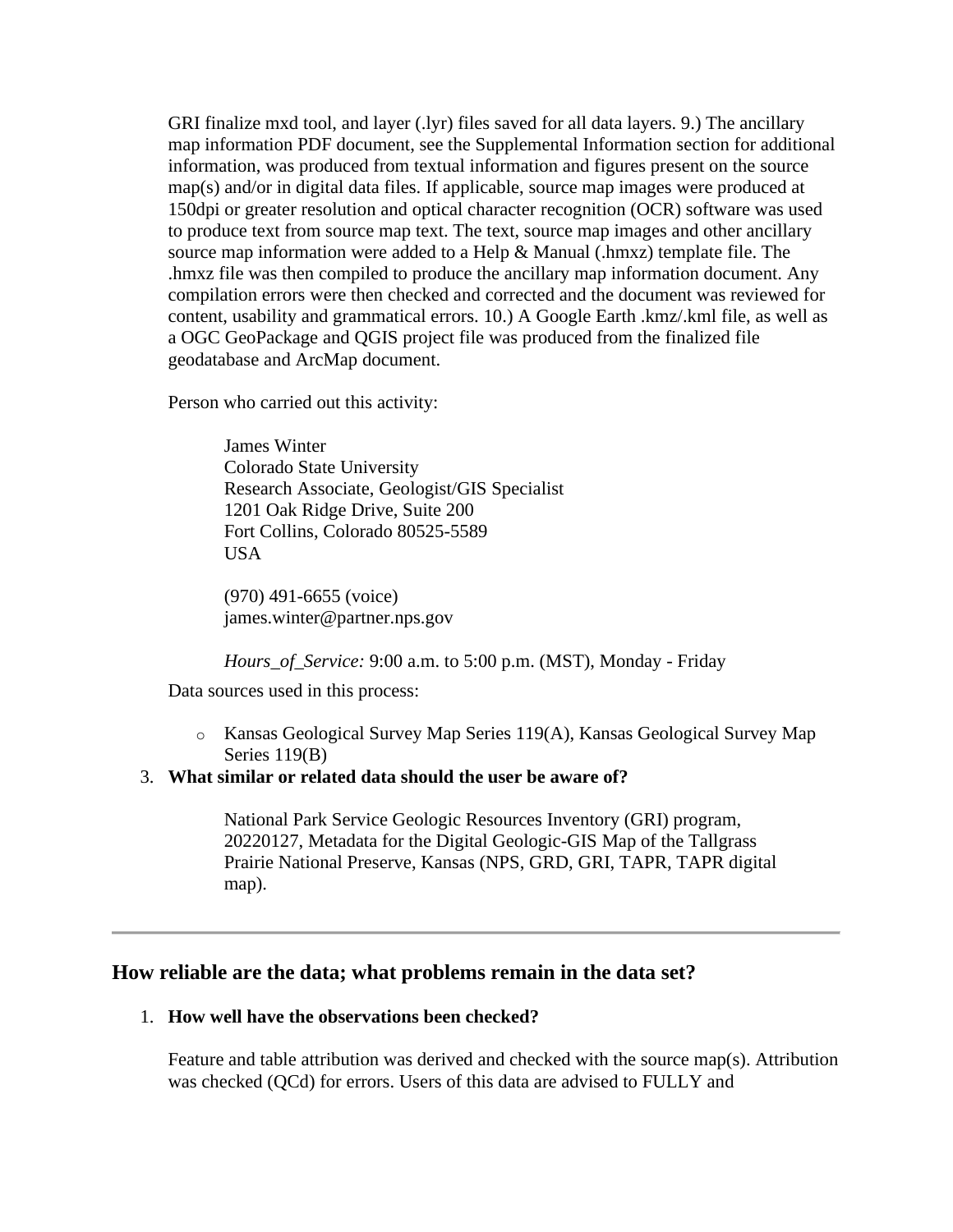GRI finalize mxd tool, and layer (.lyr) files saved for all data layers. 9.) The ancillary map information PDF document, see the Supplemental Information section for additional information, was produced from textual information and figures present on the source map(s) and/or in digital data files. If applicable, source map images were produced at 150dpi or greater resolution and optical character recognition (OCR) software was used to produce text from source map text. The text, source map images and other ancillary source map information were added to a Help & Manual (.hmxz) template file. The .hmxz file was then compiled to produce the ancillary map information document. Any compilation errors were then checked and corrected and the document was reviewed for content, usability and grammatical errors. 10.) A Google Earth .kmz/.kml file, as well as a OGC GeoPackage and QGIS project file was produced from the finalized file geodatabase and ArcMap document.

Person who carried out this activity:

> James Winter
> Colorado State University
> Research Associate, Geologist/GIS Specialist
> 1201 Oak Ridge Drive, Suite 200
> Fort Collins, Colorado 80525-5589
> USA
>
> (970) 491-6655 (voice)
> james.winter@partner.nps.gov
>
> *Hours_of_Service:* 9:00 a.m. to 5:00 p.m. (MST), Monday - Friday

Data sources used in this process:

- Kansas Geological Survey Map Series 119(A), Kansas Geological Survey Map Series 119(B)

3. **What similar or related data should the user be aware of?**

> National Park Service Geologic Resources Inventory (GRI) program, 20220127, Metadata for the Digital Geologic-GIS Map of the Tallgrass Prairie National Preserve, Kansas (NPS, GRD, GRI, TAPR, TAPR digital map).

---

## How reliable are the data; what problems remain in the data set?

1. **How well have the observations been checked?**

Feature and table attribution was derived and checked with the source map(s). Attribution was checked (QCd) for errors. Users of this data are advised to FULLY and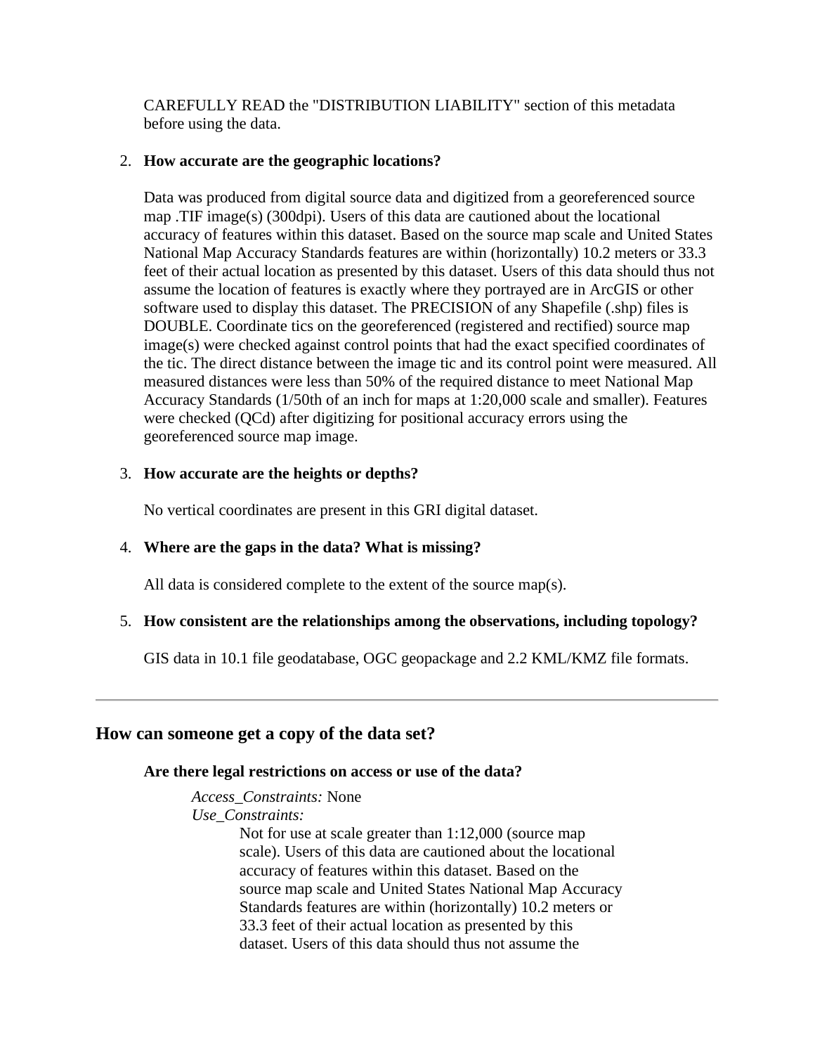CAREFULLY READ the "DISTRIBUTION LIABILITY" section of this metadata before using the data.

2. **How accurate are the geographic locations?**

   Data was produced from digital source data and digitized from a georeferenced source map .TIF image(s) (300dpi). Users of this data are cautioned about the locational accuracy of features within this dataset. Based on the source map scale and United States National Map Accuracy Standards features are within (horizontally) 10.2 meters or 33.3 feet of their actual location as presented by this dataset. Users of this data should thus not assume the location of features is exactly where they portrayed are in ArcGIS or other software used to display this dataset. The PRECISION of any Shapefile (.shp) files is DOUBLE. Coordinate tics on the georeferenced (registered and rectified) source map image(s) were checked against control points that had the exact specified coordinates of the tic. The direct distance between the image tic and its control point were measured. All measured distances were less than 50% of the required distance to meet National Map Accuracy Standards (1/50th of an inch for maps at 1:20,000 scale and smaller). Features were checked (QCd) after digitizing for positional accuracy errors using the georeferenced source map image.

3. **How accurate are the heights or depths?**

   No vertical coordinates are present in this GRI digital dataset.

4. **Where are the gaps in the data? What is missing?**

   All data is considered complete to the extent of the source map(s).

5. **How consistent are the relationships among the observations, including topology?**

   GIS data in 10.1 file geodatabase, OGC geopackage and 2.2 KML/KMZ file formats.

---

## How can someone get a copy of the data set?

**Are there legal restrictions on access or use of the data?**

*Access_Constraints:* None
*Use_Constraints:*
Not for use at scale greater than 1:12,000 (source map scale). Users of this data are cautioned about the locational accuracy of features within this dataset. Based on the source map scale and United States National Map Accuracy Standards features are within (horizontally) 10.2 meters or 33.3 feet of their actual location as presented by this dataset. Users of this data should thus not assume the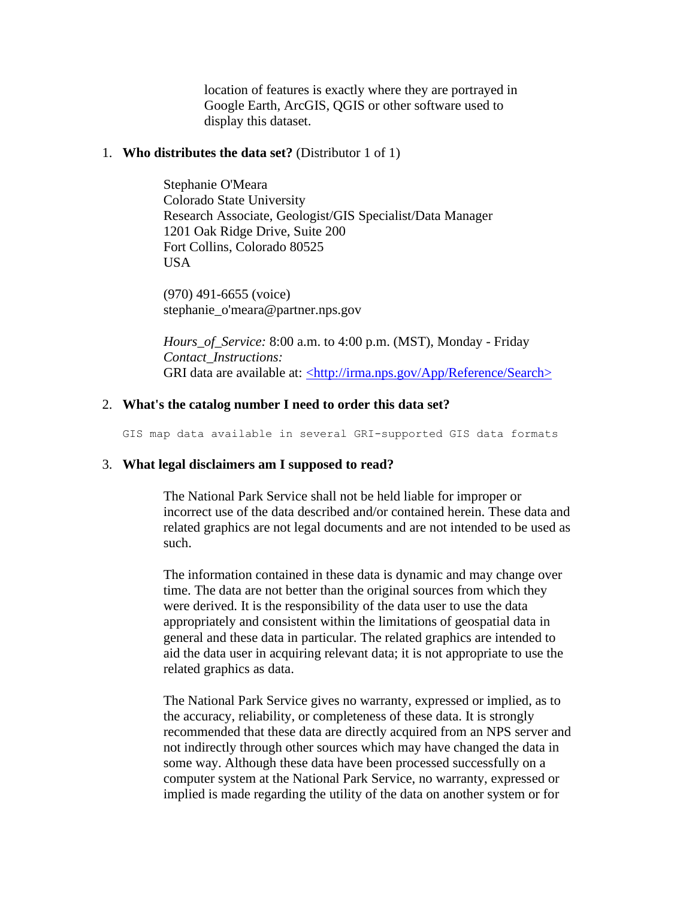location of features is exactly where they are portrayed in Google Earth, ArcGIS, QGIS or other software used to display this dataset.

1. **Who distributes the data set?** (Distributor 1 of 1)

   Stephanie O'Meara
   Colorado State University
   Research Associate, Geologist/GIS Specialist/Data Manager
   1201 Oak Ridge Drive, Suite 200
   Fort Collins, Colorado 80525
   USA

   (970) 491-6655 (voice)
   stephanie_o'meara@partner.nps.gov

   *Hours_of_Service:* 8:00 a.m. to 4:00 p.m. (MST), Monday - Friday
   *Contact_Instructions:*
   GRI data are available at: <http://irma.nps.gov/App/Reference/Search>

2. **What's the catalog number I need to order this data set?**

   ```
   GIS map data available in several GRI-supported GIS data formats
   ```

3. **What legal disclaimers am I supposed to read?**

   The National Park Service shall not be held liable for improper or incorrect use of the data described and/or contained herein. These data and related graphics are not legal documents and are not intended to be used as such.

   The information contained in these data is dynamic and may change over time. The data are not better than the original sources from which they were derived. It is the responsibility of the data user to use the data appropriately and consistent within the limitations of geospatial data in general and these data in particular. The related graphics are intended to aid the data user in acquiring relevant data; it is not appropriate to use the related graphics as data.

   The National Park Service gives no warranty, expressed or implied, as to the accuracy, reliability, or completeness of these data. It is strongly recommended that these data are directly acquired from an NPS server and not indirectly through other sources which may have changed the data in some way. Although these data have been processed successfully on a computer system at the National Park Service, no warranty, expressed or implied is made regarding the utility of the data on another system or for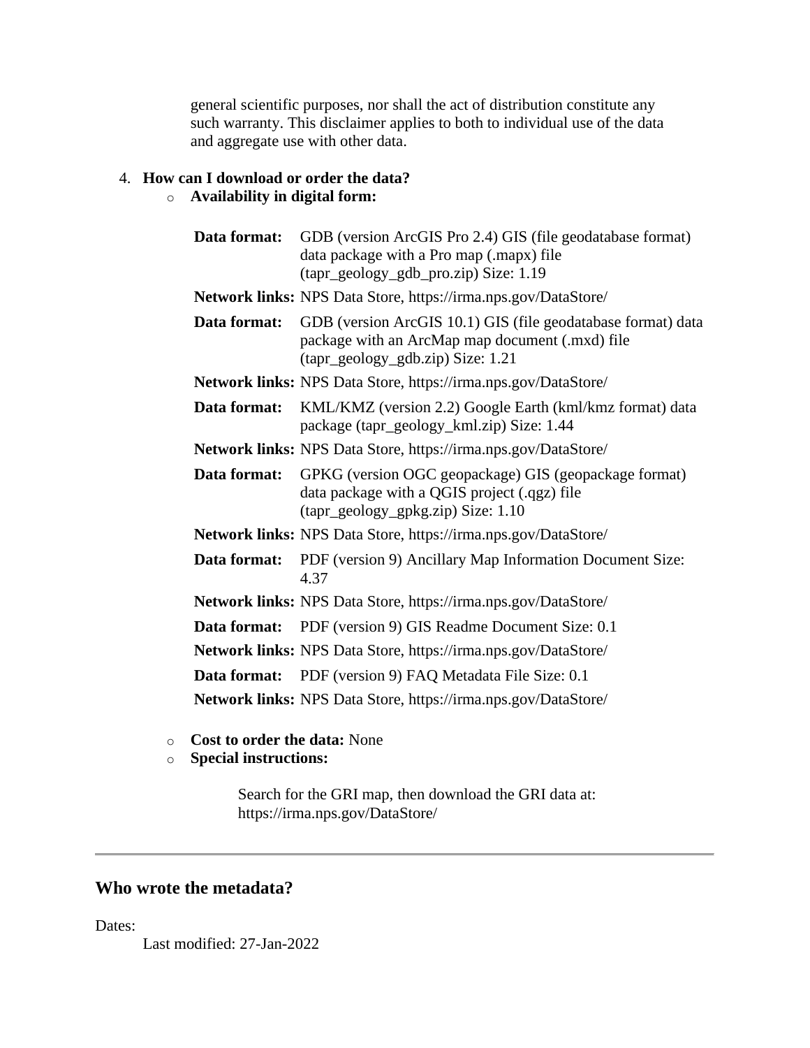general scientific purposes, nor shall the act of distribution constitute any such warranty. This disclaimer applies to both to individual use of the data and aggregate use with other data.

4. **How can I download or order the data?**
   - **Availability in digital form:**

| | |
|---|---|
| **Data format:** | GDB (version ArcGIS Pro 2.4) GIS (file geodatabase format) data package with a Pro map (.mapx) file (tapr_geology_gdb_pro.zip) Size: 1.19 |
| **Network links:** | NPS Data Store, https://irma.nps.gov/DataStore/ |
| **Data format:** | GDB (version ArcGIS 10.1) GIS (file geodatabase format) data package with an ArcMap map document (.mxd) file (tapr_geology_gdb.zip) Size: 1.21 |
| **Network links:** | NPS Data Store, https://irma.nps.gov/DataStore/ |
| **Data format:** | KML/KMZ (version 2.2) Google Earth (kml/kmz format) data package (tapr_geology_kml.zip) Size: 1.44 |
| **Network links:** | NPS Data Store, https://irma.nps.gov/DataStore/ |
| **Data format:** | GPKG (version OGC geopackage) GIS (geopackage format) data package with a QGIS project (.qgz) file (tapr_geology_gpkg.zip) Size: 1.10 |
| **Network links:** | NPS Data Store, https://irma.nps.gov/DataStore/ |
| **Data format:** | PDF (version 9) Ancillary Map Information Document Size: 4.37 |
| **Network links:** | NPS Data Store, https://irma.nps.gov/DataStore/ |
| **Data format:** | PDF (version 9) GIS Readme Document Size: 0.1 |
| **Network links:** | NPS Data Store, https://irma.nps.gov/DataStore/ |
| **Data format:** | PDF (version 9) FAQ Metadata File Size: 0.1 |
| **Network links:** | NPS Data Store, https://irma.nps.gov/DataStore/ |

   - **Cost to order the data:** None
   - **Special instructions:**

     Search for the GRI map, then download the GRI data at: https://irma.nps.gov/DataStore/

---

## Who wrote the metadata?

Dates:
    Last modified: 27-Jan-2022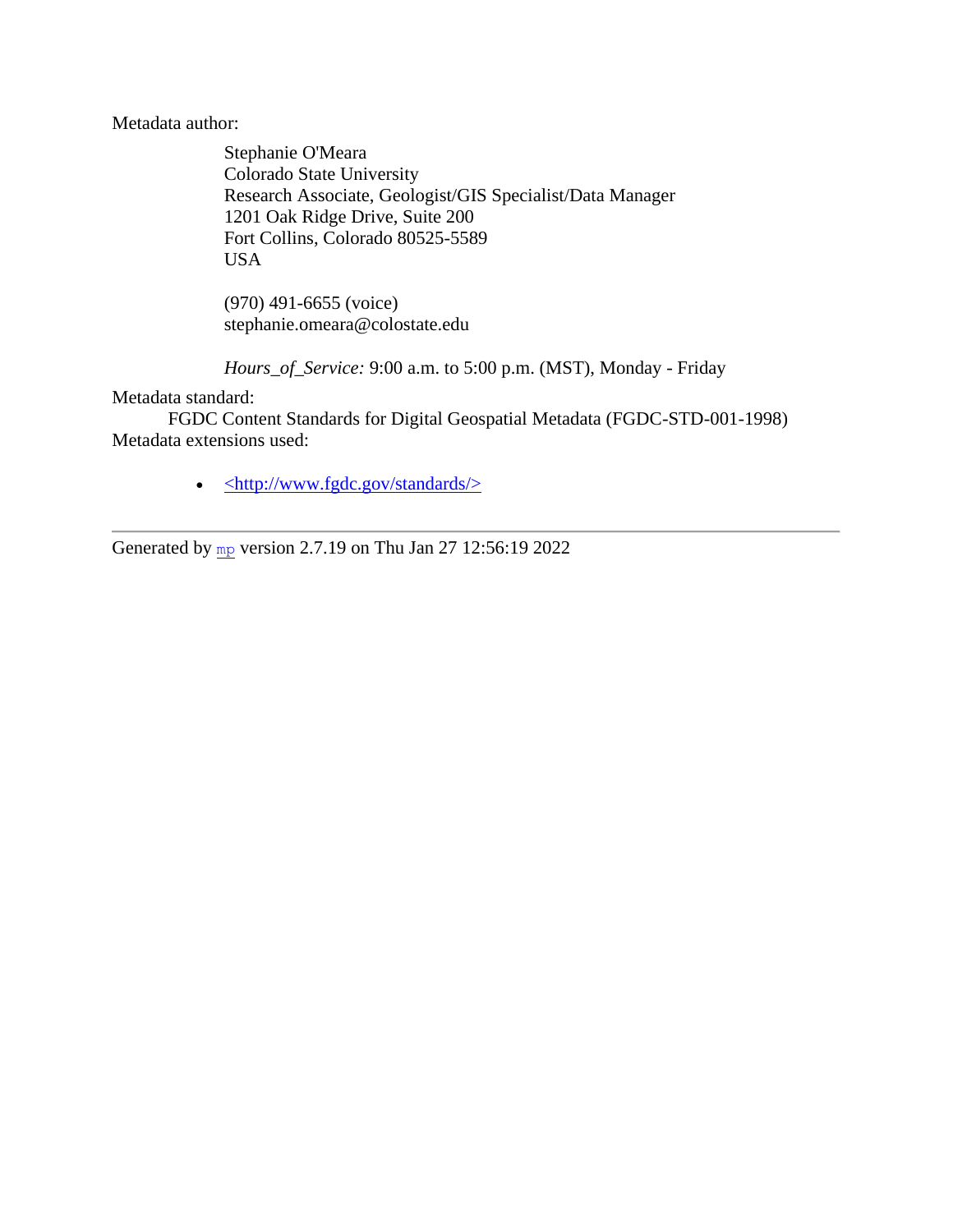Metadata author:

> Stephanie O'Meara
> Colorado State University
> Research Associate, Geologist/GIS Specialist/Data Manager
> 1201 Oak Ridge Drive, Suite 200
> Fort Collins, Colorado 80525-5589
> USA
>
> (970) 491-6655 (voice)
> stephanie.omeara@colostate.edu
>
> *Hours_of_Service:* 9:00 a.m. to 5:00 p.m. (MST), Monday - Friday

Metadata standard:
: FGDC Content Standards for Digital Geospatial Metadata (FGDC-STD-001-1998)

Metadata extensions used:

- <http://www.fgdc.gov/standards/>

---

Generated by `mp` version 2.7.19 on Thu Jan 27 12:56:19 2022